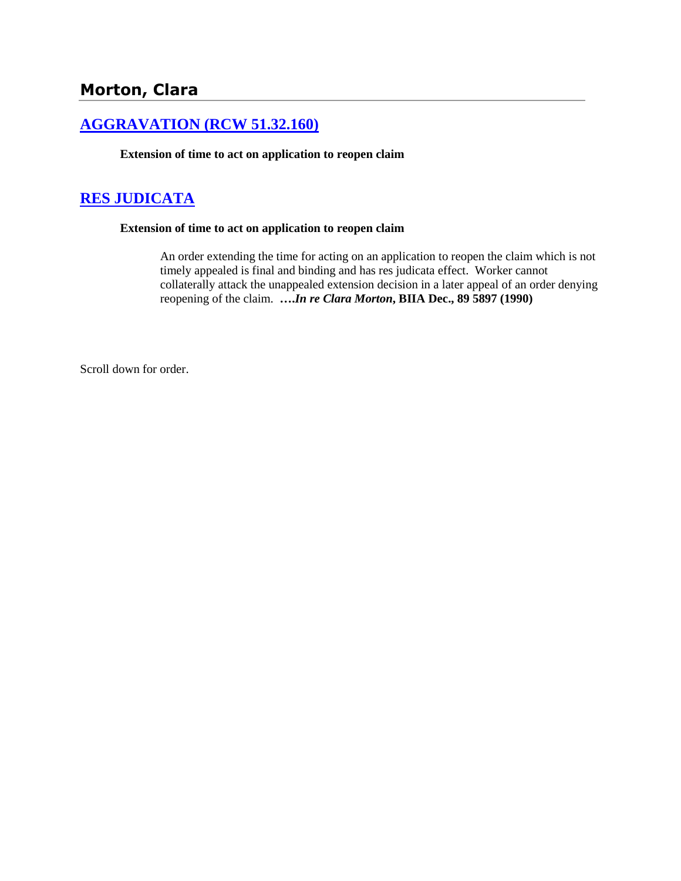## Morton, Clara

### [AGGRAVATION (RCW 51.32.160)]

**Extension of time to act on application to reopen claim**

### [RES JUDICATA]

**Extension of time to act on application to reopen claim**

> An order extending the time for acting on an application to reopen the claim which is not timely appealed is final and binding and has res judicata effect. Worker cannot collaterally attack the unappealed extension decision in a later appeal of an order denying reopening of the claim. ***….In re Clara Morton*, BIIA Dec., 89 5897 (1990)**

Scroll down for order.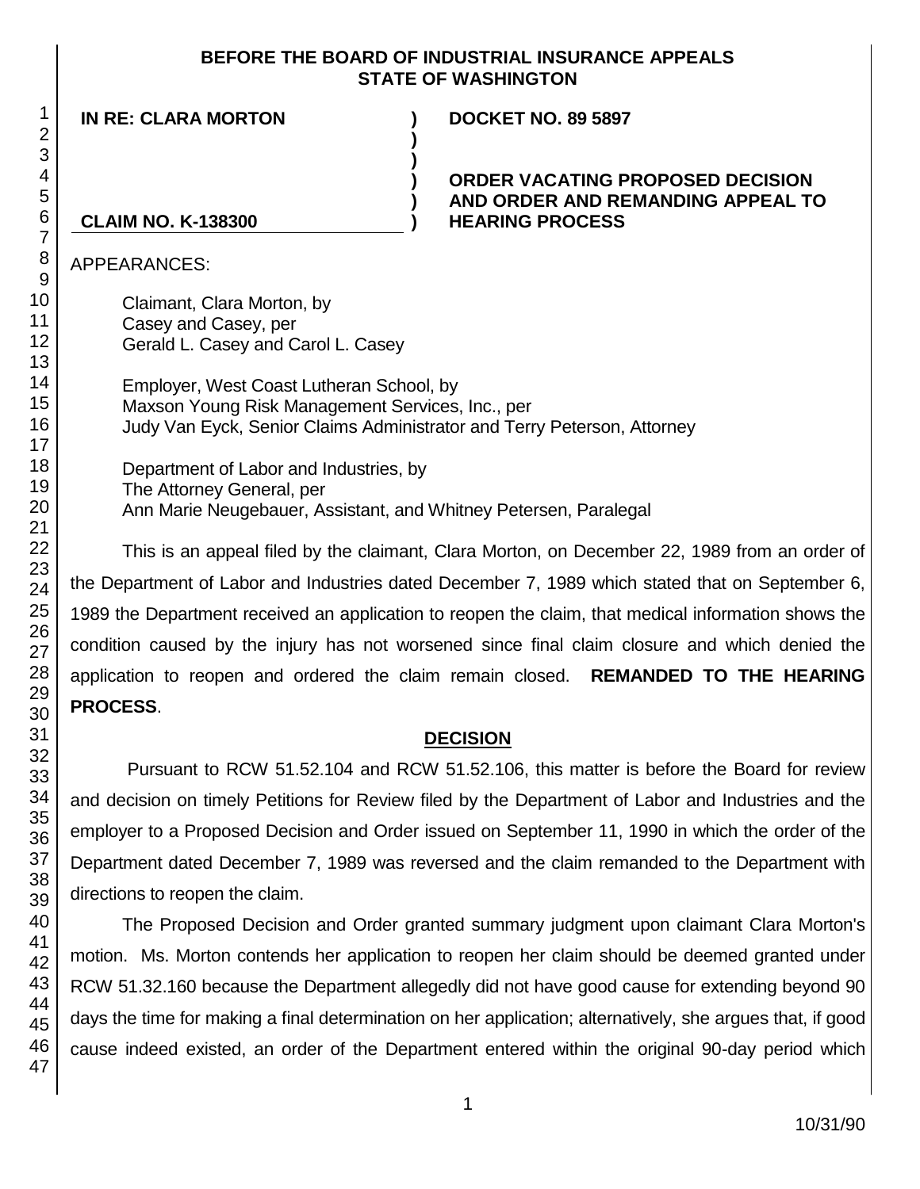**BEFORE THE BOARD OF INDUSTRIAL INSURANCE APPEALS
STATE OF WASHINGTON**

| | | |
|---|---|---|
| **IN RE: CLARA MORTON** | **)** | **DOCKET NO. 89 5897** |
| | **)** | |
| | **)** | |
| | **)** | **ORDER VACATING PROPOSED DECISION AND ORDER AND REMANDING APPEAL TO HEARING PROCESS** |
| | **)** | |
| **CLAIM NO. K-138300** | **)** | |

APPEARANCES:

Claimant, Clara Morton, by
Casey and Casey, per
Gerald L. Casey and Carol L. Casey

Employer, West Coast Lutheran School, by
Maxson Young Risk Management Services, Inc., per
Judy Van Eyck, Senior Claims Administrator and Terry Peterson, Attorney

Department of Labor and Industries, by
The Attorney General, per
Ann Marie Neugebauer, Assistant, and Whitney Petersen, Paralegal

This is an appeal filed by the claimant, Clara Morton, on December 22, 1989 from an order of the Department of Labor and Industries dated December 7, 1989 which stated that on September 6, 1989 the Department received an application to reopen the claim, that medical information shows the condition caused by the injury has not worsened since final claim closure and which denied the application to reopen and ordered the claim remain closed. **REMANDED TO THE HEARING PROCESS**.

## DECISION

Pursuant to RCW 51.52.104 and RCW 51.52.106, this matter is before the Board for review and decision on timely Petitions for Review filed by the Department of Labor and Industries and the employer to a Proposed Decision and Order issued on September 11, 1990 in which the order of the Department dated December 7, 1989 was reversed and the claim remanded to the Department with directions to reopen the claim.

The Proposed Decision and Order granted summary judgment upon claimant Clara Morton's motion. Ms. Morton contends her application to reopen her claim should be deemed granted under RCW 51.32.160 because the Department allegedly did not have good cause for extending beyond 90 days the time for making a final determination on her application; alternatively, she argues that, if good cause indeed existed, an order of the Department entered within the original 90-day period which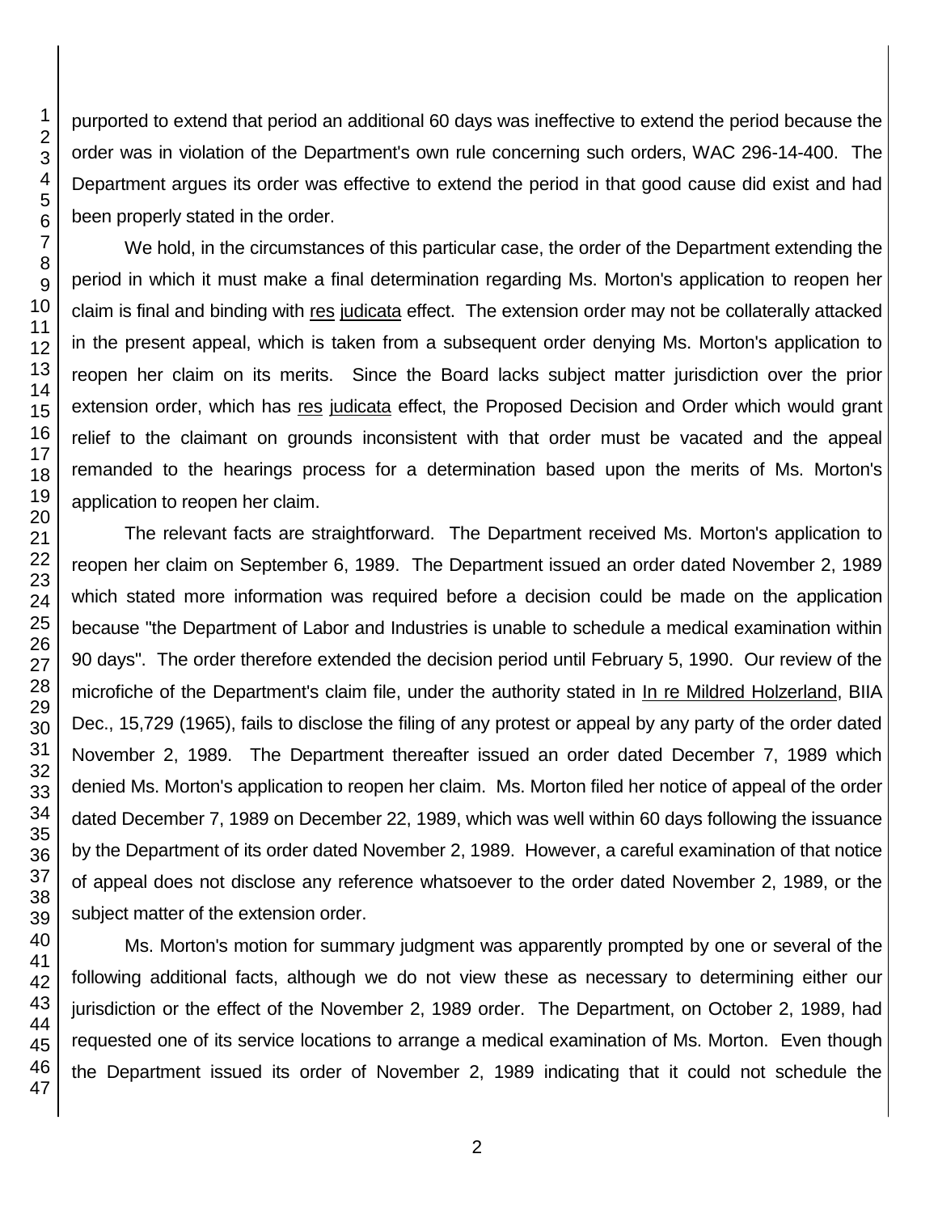purported to extend that period an additional 60 days was ineffective to extend the period because the order was in violation of the Department's own rule concerning such orders, WAC 296-14-400. The Department argues its order was effective to extend the period in that good cause did exist and had been properly stated in the order.

We hold, in the circumstances of this particular case, the order of the Department extending the period in which it must make a final determination regarding Ms. Morton's application to reopen her claim is final and binding with res judicata effect. The extension order may not be collaterally attacked in the present appeal, which is taken from a subsequent order denying Ms. Morton's application to reopen her claim on its merits. Since the Board lacks subject matter jurisdiction over the prior extension order, which has res judicata effect, the Proposed Decision and Order which would grant relief to the claimant on grounds inconsistent with that order must be vacated and the appeal remanded to the hearings process for a determination based upon the merits of Ms. Morton's application to reopen her claim.

The relevant facts are straightforward. The Department received Ms. Morton's application to reopen her claim on September 6, 1989. The Department issued an order dated November 2, 1989 which stated more information was required before a decision could be made on the application because "the Department of Labor and Industries is unable to schedule a medical examination within 90 days". The order therefore extended the decision period until February 5, 1990. Our review of the microfiche of the Department's claim file, under the authority stated in In re Mildred Holzerland, BIIA Dec., 15,729 (1965), fails to disclose the filing of any protest or appeal by any party of the order dated November 2, 1989. The Department thereafter issued an order dated December 7, 1989 which denied Ms. Morton's application to reopen her claim. Ms. Morton filed her notice of appeal of the order dated December 7, 1989 on December 22, 1989, which was well within 60 days following the issuance by the Department of its order dated November 2, 1989. However, a careful examination of that notice of appeal does not disclose any reference whatsoever to the order dated November 2, 1989, or the subject matter of the extension order.

Ms. Morton's motion for summary judgment was apparently prompted by one or several of the following additional facts, although we do not view these as necessary to determining either our jurisdiction or the effect of the November 2, 1989 order. The Department, on October 2, 1989, had requested one of its service locations to arrange a medical examination of Ms. Morton. Even though the Department issued its order of November 2, 1989 indicating that it could not schedule the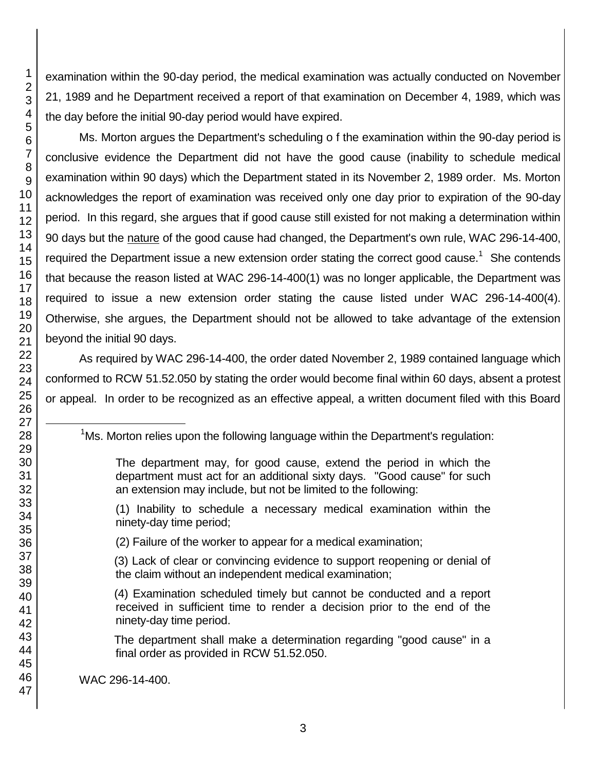examination within the 90-day period, the medical examination was actually conducted on November 21, 1989 and he Department received a report of that examination on December 4, 1989, which was the day before the initial 90-day period would have expired.

Ms. Morton argues the Department's scheduling o f the examination within the 90-day period is conclusive evidence the Department did not have the good cause (inability to schedule medical examination within 90 days) which the Department stated in its November 2, 1989 order. Ms. Morton acknowledges the report of examination was received only one day prior to expiration of the 90-day period. In this regard, she argues that if good cause still existed for not making a determination within 90 days but the nature of the good cause had changed, the Department's own rule, WAC 296-14-400, required the Department issue a new extension order stating the correct good cause.[1] She contends that because the reason listed at WAC 296-14-400(1) was no longer applicable, the Department was required to issue a new extension order stating the cause listed under WAC 296-14-400(4). Otherwise, she argues, the Department should not be allowed to take advantage of the extension beyond the initial 90 days.

As required by WAC 296-14-400, the order dated November 2, 1989 contained language which conformed to RCW 51.52.050 by stating the order would become final within 60 days, absent a protest or appeal. In order to be recognized as an effective appeal, a written document filed with this Board

---

[1]Ms. Morton relies upon the following language within the Department's regulation:

> The department may, for good cause, extend the period in which the department must act for an additional sixty days. "Good cause" for such an extension may include, but not be limited to the following:
>
> (1) Inability to schedule a necessary medical examination within the ninety-day time period;
>
> (2) Failure of the worker to appear for a medical examination;
>
> (3) Lack of clear or convincing evidence to support reopening or denial of the claim without an independent medical examination;
>
> (4) Examination scheduled timely but cannot be conducted and a report received in sufficient time to render a decision prior to the end of the ninety-day time period.
>
> The department shall make a determination regarding "good cause" in a final order as provided in RCW 51.52.050.

WAC 296-14-400.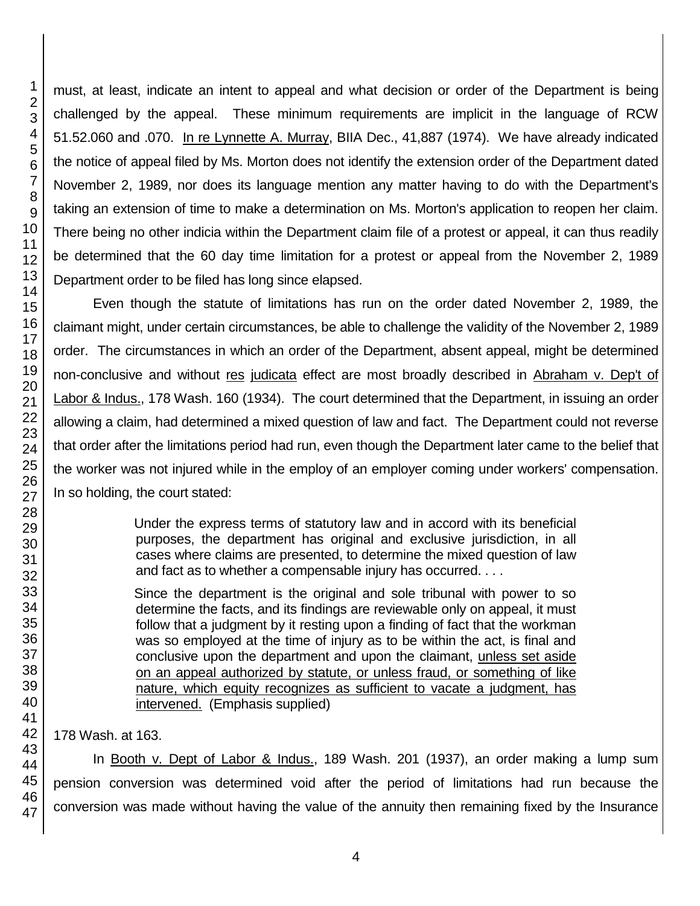must, at least, indicate an intent to appeal and what decision or order of the Department is being challenged by the appeal. These minimum requirements are implicit in the language of RCW 51.52.060 and .070. In re Lynnette A. Murray, BIIA Dec., 41,887 (1974). We have already indicated the notice of appeal filed by Ms. Morton does not identify the extension order of the Department dated November 2, 1989, nor does its language mention any matter having to do with the Department's taking an extension of time to make a determination on Ms. Morton's application to reopen her claim. There being no other indicia within the Department claim file of a protest or appeal, it can thus readily be determined that the 60 day time limitation for a protest or appeal from the November 2, 1989 Department order to be filed has long since elapsed.

Even though the statute of limitations has run on the order dated November 2, 1989, the claimant might, under certain circumstances, be able to challenge the validity of the November 2, 1989 order. The circumstances in which an order of the Department, absent appeal, might be determined non-conclusive and without res judicata effect are most broadly described in Abraham v. Dep't of Labor & Indus., 178 Wash. 160 (1934). The court determined that the Department, in issuing an order allowing a claim, had determined a mixed question of law and fact. The Department could not reverse that order after the limitations period had run, even though the Department later came to the belief that the worker was not injured while in the employ of an employer coming under workers' compensation. In so holding, the court stated:

> Under the express terms of statutory law and in accord with its beneficial purposes, the department has original and exclusive jurisdiction, in all cases where claims are presented, to determine the mixed question of law and fact as to whether a compensable injury has occurred. . . .
>
> Since the department is the original and sole tribunal with power to so determine the facts, and its findings are reviewable only on appeal, it must follow that a judgment by it resting upon a finding of fact that the workman was so employed at the time of injury as to be within the act, is final and conclusive upon the department and upon the claimant, unless set aside on an appeal authorized by statute, or unless fraud, or something of like nature, which equity recognizes as sufficient to vacate a judgment, has intervened. (Emphasis supplied)

178 Wash. at 163.

In Booth v. Dept of Labor & Indus., 189 Wash. 201 (1937), an order making a lump sum pension conversion was determined void after the period of limitations had run because the conversion was made without having the value of the annuity then remaining fixed by the Insurance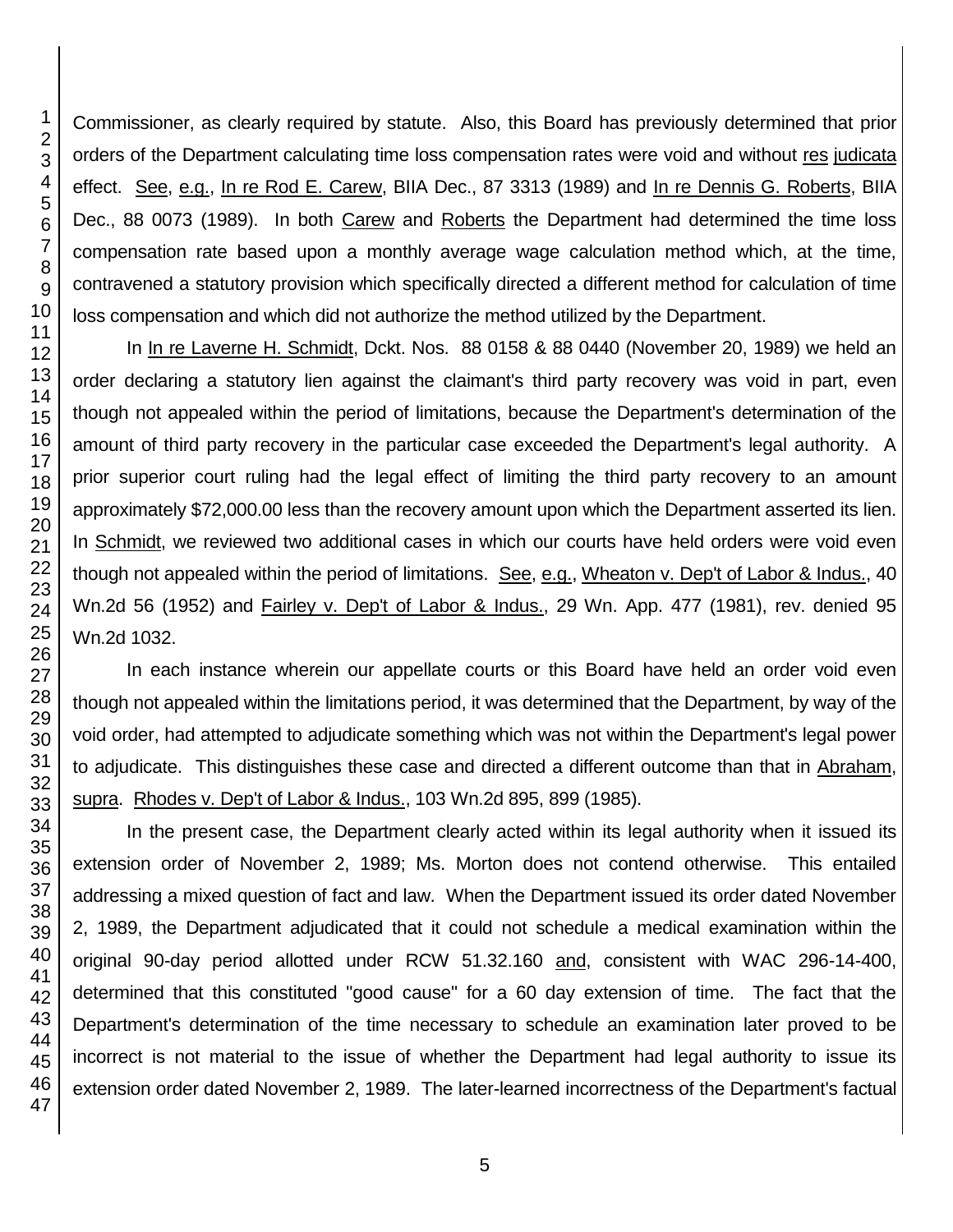Commissioner, as clearly required by statute. Also, this Board has previously determined that prior orders of the Department calculating time loss compensation rates were void and without res judicata effect. See, e.g., In re Rod E. Carew, BIIA Dec., 87 3313 (1989) and In re Dennis G. Roberts, BIIA Dec., 88 0073 (1989). In both Carew and Roberts the Department had determined the time loss compensation rate based upon a monthly average wage calculation method which, at the time, contravened a statutory provision which specifically directed a different method for calculation of time loss compensation and which did not authorize the method utilized by the Department.

In In re Laverne H. Schmidt, Dckt. Nos. 88 0158 & 88 0440 (November 20, 1989) we held an order declaring a statutory lien against the claimant's third party recovery was void in part, even though not appealed within the period of limitations, because the Department's determination of the amount of third party recovery in the particular case exceeded the Department's legal authority. A prior superior court ruling had the legal effect of limiting the third party recovery to an amount approximately $72,000.00 less than the recovery amount upon which the Department asserted its lien. In Schmidt, we reviewed two additional cases in which our courts have held orders were void even though not appealed within the period of limitations. See, e.g., Wheaton v. Dep't of Labor & Indus., 40 Wn.2d 56 (1952) and Fairley v. Dep't of Labor & Indus., 29 Wn. App. 477 (1981), rev. denied 95 Wn.2d 1032.

In each instance wherein our appellate courts or this Board have held an order void even though not appealed within the limitations period, it was determined that the Department, by way of the void order, had attempted to adjudicate something which was not within the Department's legal power to adjudicate. This distinguishes these case and directed a different outcome than that in Abraham, supra. Rhodes v. Dep't of Labor & Indus., 103 Wn.2d 895, 899 (1985).

In the present case, the Department clearly acted within its legal authority when it issued its extension order of November 2, 1989; Ms. Morton does not contend otherwise. This entailed addressing a mixed question of fact and law. When the Department issued its order dated November 2, 1989, the Department adjudicated that it could not schedule a medical examination within the original 90-day period allotted under RCW 51.32.160 and, consistent with WAC 296-14-400, determined that this constituted "good cause" for a 60 day extension of time. The fact that the Department's determination of the time necessary to schedule an examination later proved to be incorrect is not material to the issue of whether the Department had legal authority to issue its extension order dated November 2, 1989. The later-learned incorrectness of the Department's factual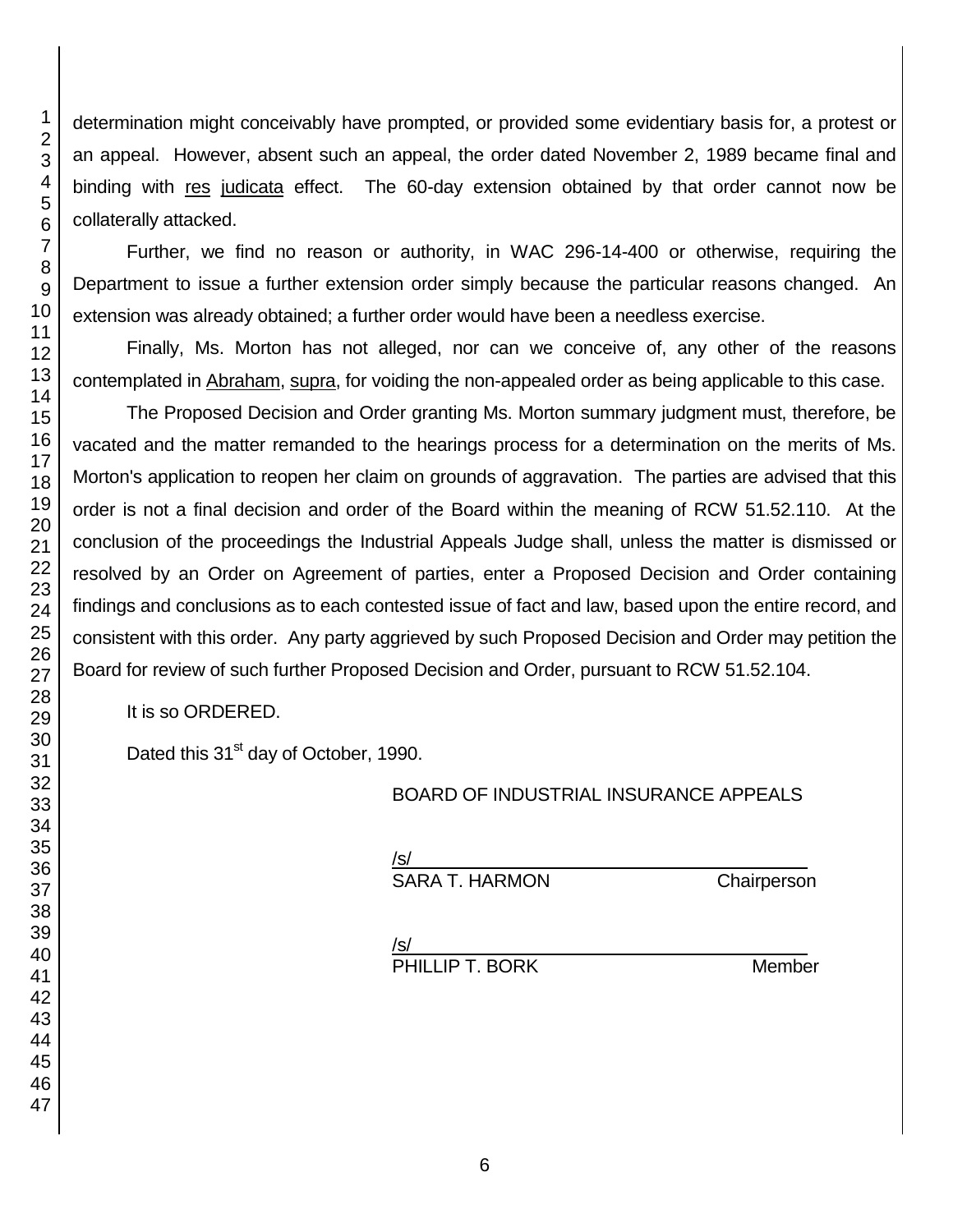determination might conceivably have prompted, or provided some evidentiary basis for, a protest or an appeal. However, absent such an appeal, the order dated November 2, 1989 became final and binding with res judicata effect. The 60-day extension obtained by that order cannot now be collaterally attacked.

Further, we find no reason or authority, in WAC 296-14-400 or otherwise, requiring the Department to issue a further extension order simply because the particular reasons changed. An extension was already obtained; a further order would have been a needless exercise.

Finally, Ms. Morton has not alleged, nor can we conceive of, any other of the reasons contemplated in Abraham, supra, for voiding the non-appealed order as being applicable to this case.

The Proposed Decision and Order granting Ms. Morton summary judgment must, therefore, be vacated and the matter remanded to the hearings process for a determination on the merits of Ms. Morton's application to reopen her claim on grounds of aggravation. The parties are advised that this order is not a final decision and order of the Board within the meaning of RCW 51.52.110. At the conclusion of the proceedings the Industrial Appeals Judge shall, unless the matter is dismissed or resolved by an Order on Agreement of parties, enter a Proposed Decision and Order containing findings and conclusions as to each contested issue of fact and law, based upon the entire record, and consistent with this order. Any party aggrieved by such Proposed Decision and Order may petition the Board for review of such further Proposed Decision and Order, pursuant to RCW 51.52.104.

It is so ORDERED.

Dated this 31st day of October, 1990.

BOARD OF INDUSTRIAL INSURANCE APPEALS

/s/
SARA T. HARMON Chairperson

/s/
PHILLIP T. BORK Member